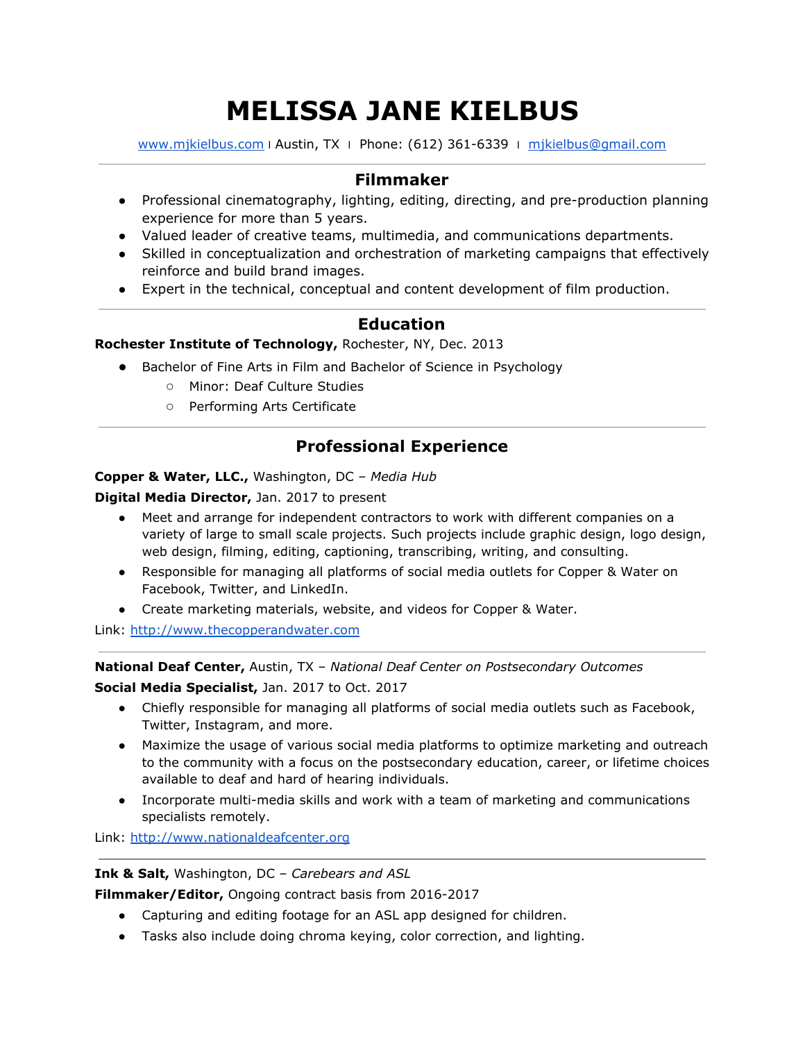# MELISSA JANE KIELBUS

[www.mjkielbus.com](http://www.mjkielbus.com) | Austin, TX | Phone: (612) 361-6339 | [mjkielbus@gmail.com](mailto:mjkielbus@gmail.com)

---

## Filmmaker

- Professional cinematography, lighting, editing, directing, and pre-production planning experience for more than 5 years.
- Valued leader of creative teams, multimedia, and communications departments.
- Skilled in conceptualization and orchestration of marketing campaigns that effectively reinforce and build brand images.
- Expert in the technical, conceptual and content development of film production.

---

## Education

**Rochester Institute of Technology,** Rochester, NY, Dec. 2013

- Bachelor of Fine Arts in Film and Bachelor of Science in Psychology
  - Minor: Deaf Culture Studies
  - Performing Arts Certificate

---

## Professional Experience

**Copper & Water, LLC.,** Washington, DC – *Media Hub*

**Digital Media Director,** Jan. 2017 to present

- Meet and arrange for independent contractors to work with different companies on a variety of large to small scale projects. Such projects include graphic design, logo design, web design, filming, editing, captioning, transcribing, writing, and consulting.
- Responsible for managing all platforms of social media outlets for Copper & Water on Facebook, Twitter, and LinkedIn.
- Create marketing materials, website, and videos for Copper & Water.

Link: [http://www.thecopperandwater.com](http://www.thecopperandwater.com)

---

**National Deaf Center,** Austin, TX – *National Deaf Center on Postsecondary Outcomes*

**Social Media Specialist,** Jan. 2017 to Oct. 2017

- Chiefly responsible for managing all platforms of social media outlets such as Facebook, Twitter, Instagram, and more.
- Maximize the usage of various social media platforms to optimize marketing and outreach to the community with a focus on the postsecondary education, career, or lifetime choices available to deaf and hard of hearing individuals.
- Incorporate multi-media skills and work with a team of marketing and communications specialists remotely.

Link: [http://www.nationaldeafcenter.org](http://www.nationaldeafcenter.org)

---

**Ink & Salt,** Washington, DC – *Carebears and ASL*

**Filmmaker/Editor,** Ongoing contract basis from 2016-2017

- Capturing and editing footage for an ASL app designed for children.
- Tasks also include doing chroma keying, color correction, and lighting.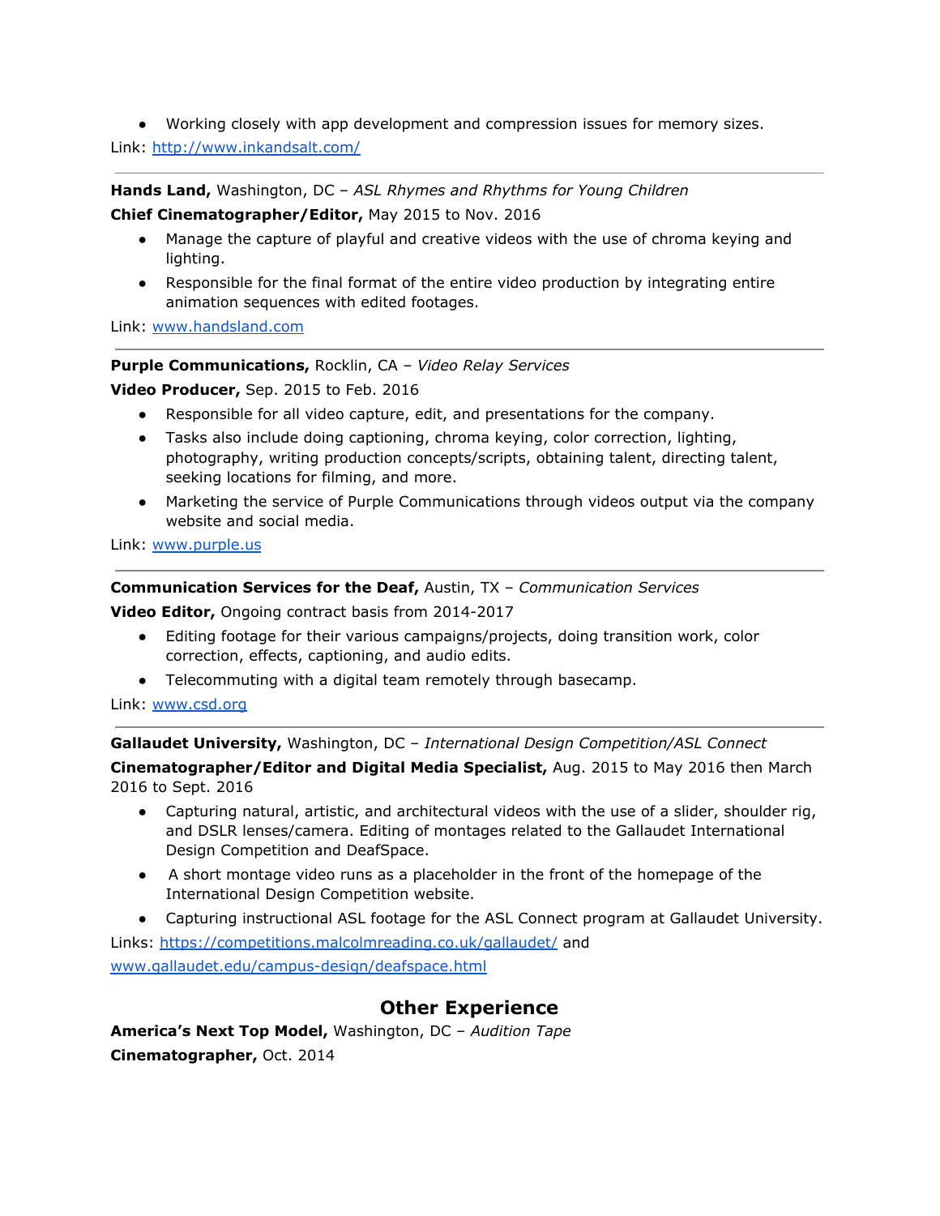- Working closely with app development and compression issues for memory sizes.

Link: [http://www.inkandsalt.com/](http://www.inkandsalt.com/)

---

**Hands Land,** Washington, DC – *ASL Rhymes and Rhythms for Young Children*

**Chief Cinematographer/Editor,** May 2015 to Nov. 2016

- Manage the capture of playful and creative videos with the use of chroma keying and lighting.
- Responsible for the final format of the entire video production by integrating entire animation sequences with edited footages.

Link: [www.handsland.com](www.handsland.com)

---

**Purple Communications,** Rocklin, CA – *Video Relay Services*

**Video Producer,** Sep. 2015 to Feb. 2016

- Responsible for all video capture, edit, and presentations for the company.
- Tasks also include doing captioning, chroma keying, color correction, lighting, photography, writing production concepts/scripts, obtaining talent, directing talent, seeking locations for filming, and more.
- Marketing the service of Purple Communications through videos output via the company website and social media.

Link: [www.purple.us](www.purple.us)

---

**Communication Services for the Deaf,** Austin, TX – *Communication Services*

**Video Editor,** Ongoing contract basis from 2014-2017

- Editing footage for their various campaigns/projects, doing transition work, color correction, effects, captioning, and audio edits.
- Telecommuting with a digital team remotely through basecamp.

Link: [www.csd.org](www.csd.org)

---

**Gallaudet University,** Washington, DC – *International Design Competition/ASL Connect*

**Cinematographer/Editor and Digital Media Specialist,** Aug. 2015 to May 2016 then March 2016 to Sept. 2016

- Capturing natural, artistic, and architectural videos with the use of a slider, shoulder rig, and DSLR lenses/camera. Editing of montages related to the Gallaudet International Design Competition and DeafSpace.
- A short montage video runs as a placeholder in the front of the homepage of the International Design Competition website.
- Capturing instructional ASL footage for the ASL Connect program at Gallaudet University.

Links: [https://competitions.malcolmreading.co.uk/gallaudet/](https://competitions.malcolmreading.co.uk/gallaudet/) and [www.gallaudet.edu/campus-design/deafspace.html](www.gallaudet.edu/campus-design/deafspace.html)

## Other Experience

**America's Next Top Model,** Washington, DC – *Audition Tape*

**Cinematographer,** Oct. 2014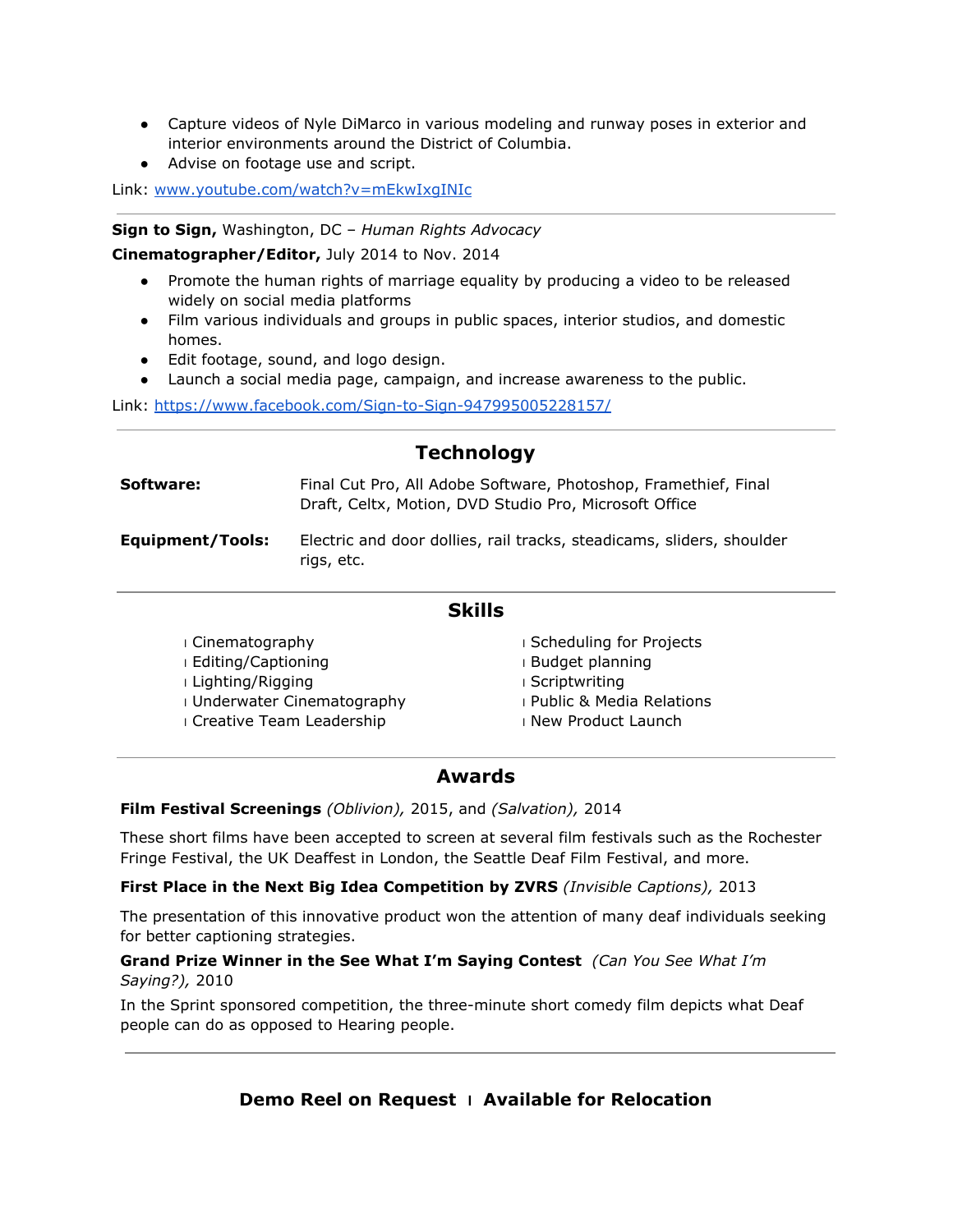- Capture videos of Nyle DiMarco in various modeling and runway poses in exterior and interior environments around the District of Columbia.
- Advise on footage use and script.

Link: [www.youtube.com/watch?v=mEkwIxgINIc](www.youtube.com/watch?v=mEkwIxgINIc)

---

**Sign to Sign,** Washington, DC – *Human Rights Advocacy*

**Cinematographer/Editor,** July 2014 to Nov. 2014

- Promote the human rights of marriage equality by producing a video to be released widely on social media platforms
- Film various individuals and groups in public spaces, interior studios, and domestic homes.
- Edit footage, sound, and logo design.
- Launch a social media page, campaign, and increase awareness to the public.

Link: [https://www.facebook.com/Sign-to-Sign-947995005228157/](https://www.facebook.com/Sign-to-Sign-947995005228157/)

---

## Technology

| | |
|---|---|
| **Software:** | Final Cut Pro, All Adobe Software, Photoshop, Framethief, Final Draft, Celtx, Motion, DVD Studio Pro, Microsoft Office |
| **Equipment/Tools:** | Electric and door dollies, rail tracks, steadicams, sliders, shoulder rigs, etc. |

---

## Skills

- Cinematography
- Editing/Captioning
- Lighting/Rigging
- Underwater Cinematography
- Creative Team Leadership
- Scheduling for Projects
- Budget planning
- Scriptwriting
- Public & Media Relations
- New Product Launch

---

## Awards

**Film Festival Screenings** *(Oblivion),* 2015, and *(Salvation),* 2014

These short films have been accepted to screen at several film festivals such as the Rochester Fringe Festival, the UK Deaffest in London, the Seattle Deaf Film Festival, and more.

**First Place in the Next Big Idea Competition by ZVRS** *(Invisible Captions),* 2013

The presentation of this innovative product won the attention of many deaf individuals seeking for better captioning strategies.

**Grand Prize Winner in the See What I'm Saying Contest** *(Can You See What I'm Saying?),* 2010

In the Sprint sponsored competition, the three-minute short comedy film depicts what Deaf people can do as opposed to Hearing people.

---

**Demo Reel on Request | Available for Relocation**